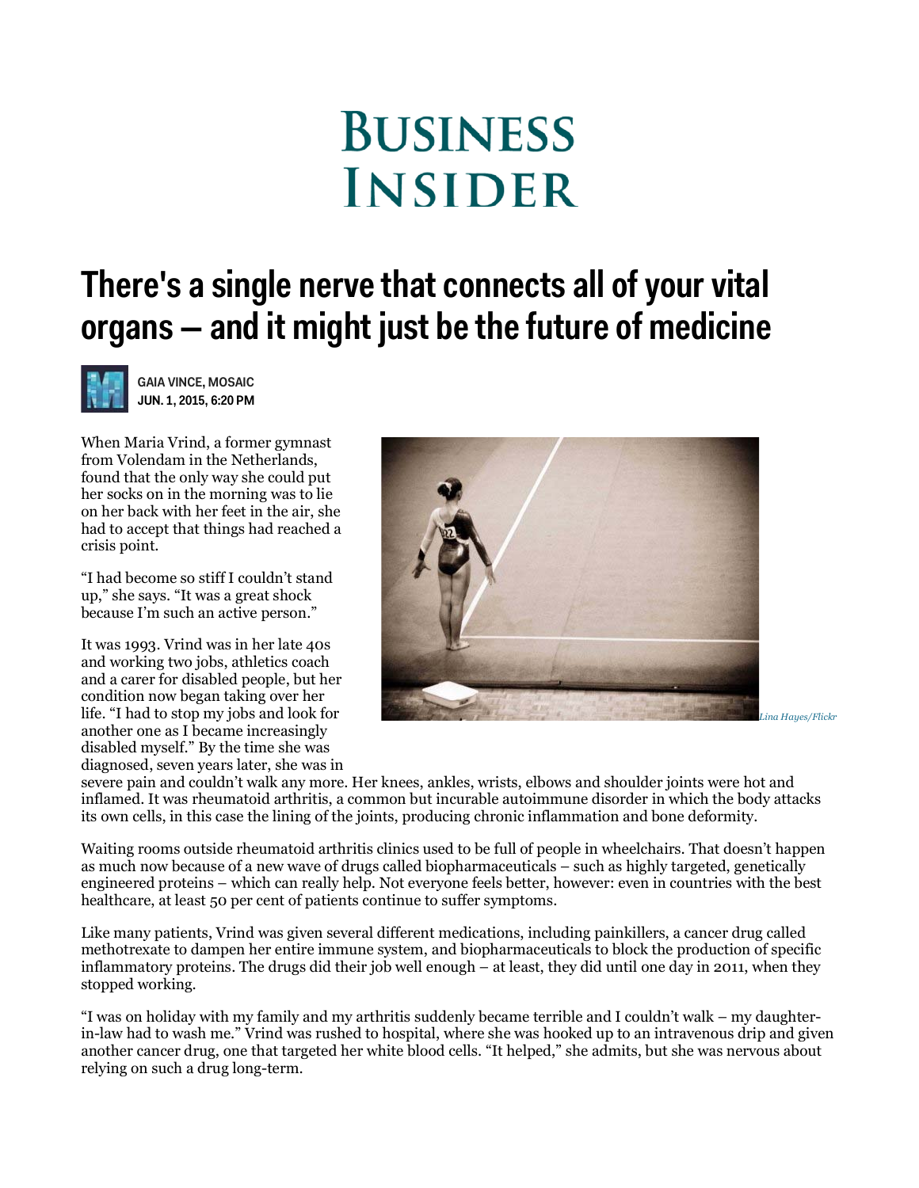# Business Insider

## There's a single nerve that connects all of your vital organs — and it might just be the future of medicine

GAIA VINCE, MOSAIC
JUN. 1, 2015, 6:20 PM

When Maria Vrind, a former gymnast from Volendam in the Netherlands, found that the only way she could put her socks on in the morning was to lie on her back with her feet in the air, she had to accept that things had reached a crisis point.

"I had become so stiff I couldn't stand up," she says. "It was a great shock because I'm such an active person."

It was 1993. Vrind was in her late 40s and working two jobs, athletics coach and a carer for disabled people, but her condition now began taking over her life. "I had to stop my jobs and look for another one as I became increasingly disabled myself." By the time she was diagnosed, seven years later, she was in severe pain and couldn't walk any more. Her knees, ankles, wrists, elbows and shoulder joints were hot and inflamed. It was rheumatoid arthritis, a common but incurable autoimmune disorder in which the body attacks its own cells, in this case the lining of the joints, producing chronic inflammation and bone deformity.

*Lina Hayes/Flickr*

Waiting rooms outside rheumatoid arthritis clinics used to be full of people in wheelchairs. That doesn't happen as much now because of a new wave of drugs called biopharmaceuticals – such as highly targeted, genetically engineered proteins – which can really help. Not everyone feels better, however: even in countries with the best healthcare, at least 50 per cent of patients continue to suffer symptoms.

Like many patients, Vrind was given several different medications, including painkillers, a cancer drug called methotrexate to dampen her entire immune system, and biopharmaceuticals to block the production of specific inflammatory proteins. The drugs did their job well enough – at least, they did until one day in 2011, when they stopped working.

"I was on holiday with my family and my arthritis suddenly became terrible and I couldn't walk – my daughter-in-law had to wash me." Vrind was rushed to hospital, where she was hooked up to an intravenous drip and given another cancer drug, one that targeted her white blood cells. "It helped," she admits, but she was nervous about relying on such a drug long-term.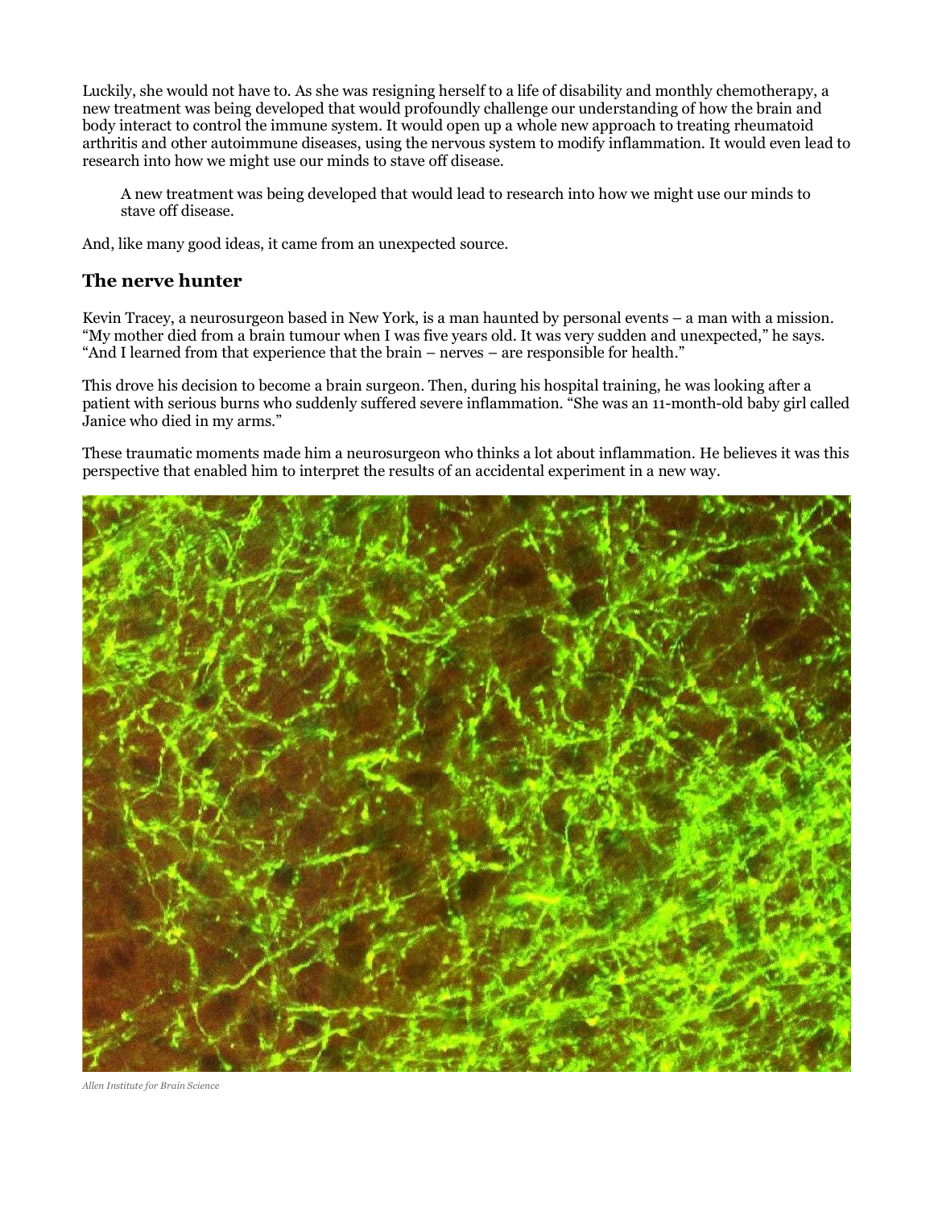Luckily, she would not have to. As she was resigning herself to a life of disability and monthly chemotherapy, a new treatment was being developed that would profoundly challenge our understanding of how the brain and body interact to control the immune system. It would open up a whole new approach to treating rheumatoid arthritis and other autoimmune diseases, using the nervous system to modify inflammation. It would even lead to research into how we might use our minds to stave off disease.

> A new treatment was being developed that would lead to research into how we might use our minds to stave off disease.

And, like many good ideas, it came from an unexpected source.

## The nerve hunter

Kevin Tracey, a neurosurgeon based in New York, is a man haunted by personal events – a man with a mission. "My mother died from a brain tumour when I was five years old. It was very sudden and unexpected," he says. "And I learned from that experience that the brain – nerves – are responsible for health."

This drove his decision to become a brain surgeon. Then, during his hospital training, he was looking after a patient with serious burns who suddenly suffered severe inflammation. "She was an 11-month-old baby girl called Janice who died in my arms."

These traumatic moments made him a neurosurgeon who thinks a lot about inflammation. He believes it was this perspective that enabled him to interpret the results of an accidental experiment in a new way.

*Allen Institute for Brain Science*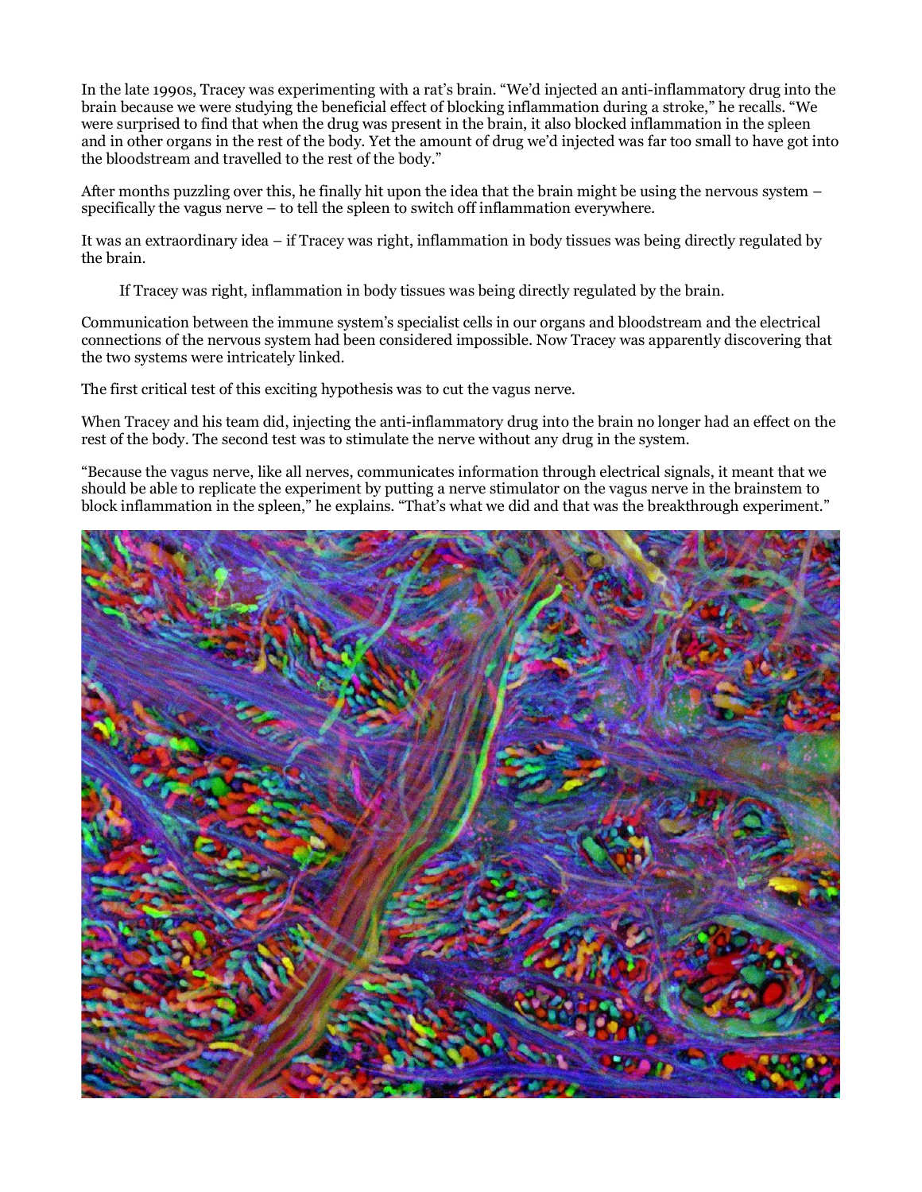In the late 1990s, Tracey was experimenting with a rat's brain. "We'd injected an anti-inflammatory drug into the brain because we were studying the beneficial effect of blocking inflammation during a stroke," he recalls. "We were surprised to find that when the drug was present in the brain, it also blocked inflammation in the spleen and in other organs in the rest of the body. Yet the amount of drug we'd injected was far too small to have got into the bloodstream and travelled to the rest of the body."

After months puzzling over this, he finally hit upon the idea that the brain might be using the nervous system – specifically the vagus nerve – to tell the spleen to switch off inflammation everywhere.

It was an extraordinary idea – if Tracey was right, inflammation in body tissues was being directly regulated by the brain.

> If Tracey was right, inflammation in body tissues was being directly regulated by the brain.

Communication between the immune system's specialist cells in our organs and bloodstream and the electrical connections of the nervous system had been considered impossible. Now Tracey was apparently discovering that the two systems were intricately linked.

The first critical test of this exciting hypothesis was to cut the vagus nerve.

When Tracey and his team did, injecting the anti-inflammatory drug into the brain no longer had an effect on the rest of the body. The second test was to stimulate the nerve without any drug in the system.

"Because the vagus nerve, like all nerves, communicates information through electrical signals, it meant that we should be able to replicate the experiment by putting a nerve stimulator on the vagus nerve in the brainstem to block inflammation in the spleen," he explains. "That's what we did and that was the breakthrough experiment."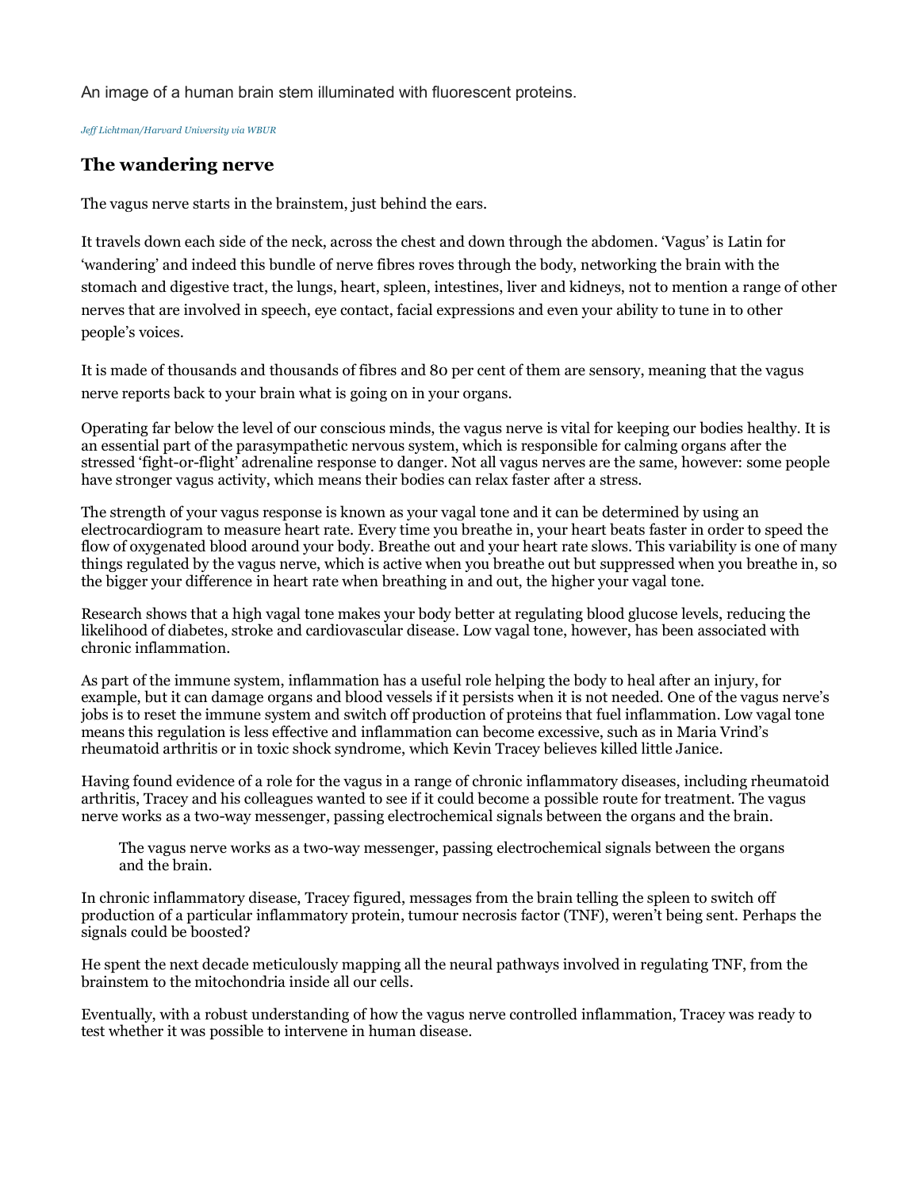An image of a human brain stem illuminated with fluorescent proteins.

*Jeff Lichtman/Harvard University via WBUR*

## The wandering nerve

The vagus nerve starts in the brainstem, just behind the ears.

It travels down each side of the neck, across the chest and down through the abdomen. 'Vagus' is Latin for 'wandering' and indeed this bundle of nerve fibres roves through the body, networking the brain with the stomach and digestive tract, the lungs, heart, spleen, intestines, liver and kidneys, not to mention a range of other nerves that are involved in speech, eye contact, facial expressions and even your ability to tune in to other people's voices.

It is made of thousands and thousands of fibres and 80 per cent of them are sensory, meaning that the vagus nerve reports back to your brain what is going on in your organs.

Operating far below the level of our conscious minds, the vagus nerve is vital for keeping our bodies healthy. It is an essential part of the parasympathetic nervous system, which is responsible for calming organs after the stressed 'fight-or-flight' adrenaline response to danger. Not all vagus nerves are the same, however: some people have stronger vagus activity, which means their bodies can relax faster after a stress.

The strength of your vagus response is known as your vagal tone and it can be determined by using an electrocardiogram to measure heart rate. Every time you breathe in, your heart beats faster in order to speed the flow of oxygenated blood around your body. Breathe out and your heart rate slows. This variability is one of many things regulated by the vagus nerve, which is active when you breathe out but suppressed when you breathe in, so the bigger your difference in heart rate when breathing in and out, the higher your vagal tone.

Research shows that a high vagal tone makes your body better at regulating blood glucose levels, reducing the likelihood of diabetes, stroke and cardiovascular disease. Low vagal tone, however, has been associated with chronic inflammation.

As part of the immune system, inflammation has a useful role helping the body to heal after an injury, for example, but it can damage organs and blood vessels if it persists when it is not needed. One of the vagus nerve's jobs is to reset the immune system and switch off production of proteins that fuel inflammation. Low vagal tone means this regulation is less effective and inflammation can become excessive, such as in Maria Vrind's rheumatoid arthritis or in toxic shock syndrome, which Kevin Tracey believes killed little Janice.

Having found evidence of a role for the vagus in a range of chronic inflammatory diseases, including rheumatoid arthritis, Tracey and his colleagues wanted to see if it could become a possible route for treatment. The vagus nerve works as a two-way messenger, passing electrochemical signals between the organs and the brain.

> The vagus nerve works as a two-way messenger, passing electrochemical signals between the organs and the brain.

In chronic inflammatory disease, Tracey figured, messages from the brain telling the spleen to switch off production of a particular inflammatory protein, tumour necrosis factor (TNF), weren't being sent. Perhaps the signals could be boosted?

He spent the next decade meticulously mapping all the neural pathways involved in regulating TNF, from the brainstem to the mitochondria inside all our cells.

Eventually, with a robust understanding of how the vagus nerve controlled inflammation, Tracey was ready to test whether it was possible to intervene in human disease.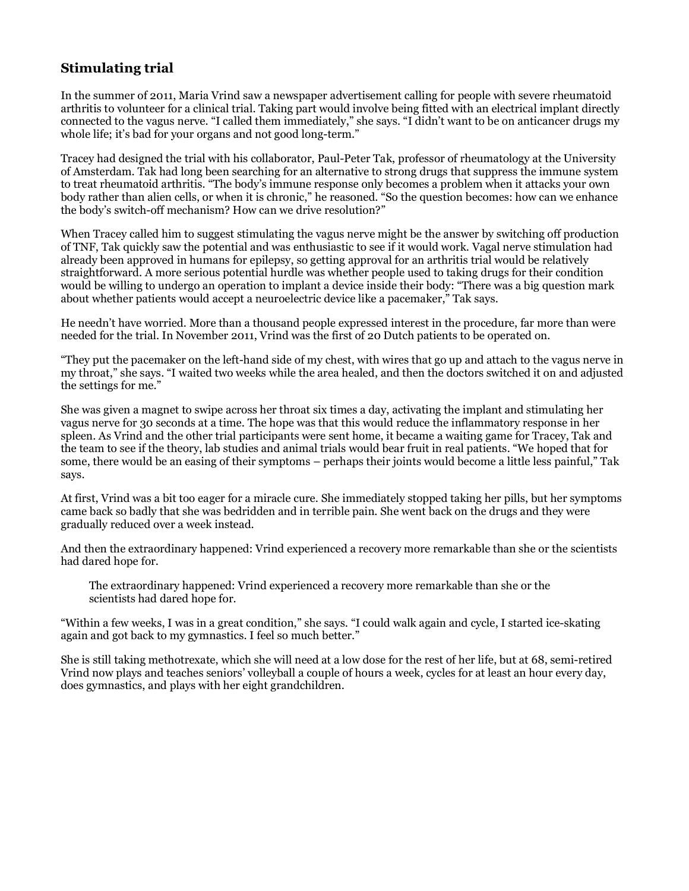## Stimulating trial

In the summer of 2011, Maria Vrind saw a newspaper advertisement calling for people with severe rheumatoid arthritis to volunteer for a clinical trial. Taking part would involve being fitted with an electrical implant directly connected to the vagus nerve. "I called them immediately," she says. "I didn't want to be on anticancer drugs my whole life; it's bad for your organs and not good long-term."

Tracey had designed the trial with his collaborator, Paul-Peter Tak, professor of rheumatology at the University of Amsterdam. Tak had long been searching for an alternative to strong drugs that suppress the immune system to treat rheumatoid arthritis. "The body's immune response only becomes a problem when it attacks your own body rather than alien cells, or when it is chronic," he reasoned. "So the question becomes: how can we enhance the body's switch-off mechanism? How can we drive resolution?"

When Tracey called him to suggest stimulating the vagus nerve might be the answer by switching off production of TNF, Tak quickly saw the potential and was enthusiastic to see if it would work. Vagal nerve stimulation had already been approved in humans for epilepsy, so getting approval for an arthritis trial would be relatively straightforward. A more serious potential hurdle was whether people used to taking drugs for their condition would be willing to undergo an operation to implant a device inside their body: "There was a big question mark about whether patients would accept a neuroelectric device like a pacemaker," Tak says.

He needn't have worried. More than a thousand people expressed interest in the procedure, far more than were needed for the trial. In November 2011, Vrind was the first of 20 Dutch patients to be operated on.

"They put the pacemaker on the left-hand side of my chest, with wires that go up and attach to the vagus nerve in my throat," she says. "I waited two weeks while the area healed, and then the doctors switched it on and adjusted the settings for me."

She was given a magnet to swipe across her throat six times a day, activating the implant and stimulating her vagus nerve for 30 seconds at a time. The hope was that this would reduce the inflammatory response in her spleen. As Vrind and the other trial participants were sent home, it became a waiting game for Tracey, Tak and the team to see if the theory, lab studies and animal trials would bear fruit in real patients. "We hoped that for some, there would be an easing of their symptoms – perhaps their joints would become a little less painful," Tak says.

At first, Vrind was a bit too eager for a miracle cure. She immediately stopped taking her pills, but her symptoms came back so badly that she was bedridden and in terrible pain. She went back on the drugs and they were gradually reduced over a week instead.

And then the extraordinary happened: Vrind experienced a recovery more remarkable than she or the scientists had dared hope for.

> The extraordinary happened: Vrind experienced a recovery more remarkable than she or the scientists had dared hope for.

"Within a few weeks, I was in a great condition," she says. "I could walk again and cycle, I started ice-skating again and got back to my gymnastics. I feel so much better."

She is still taking methotrexate, which she will need at a low dose for the rest of her life, but at 68, semi-retired Vrind now plays and teaches seniors' volleyball a couple of hours a week, cycles for at least an hour every day, does gymnastics, and plays with her eight grandchildren.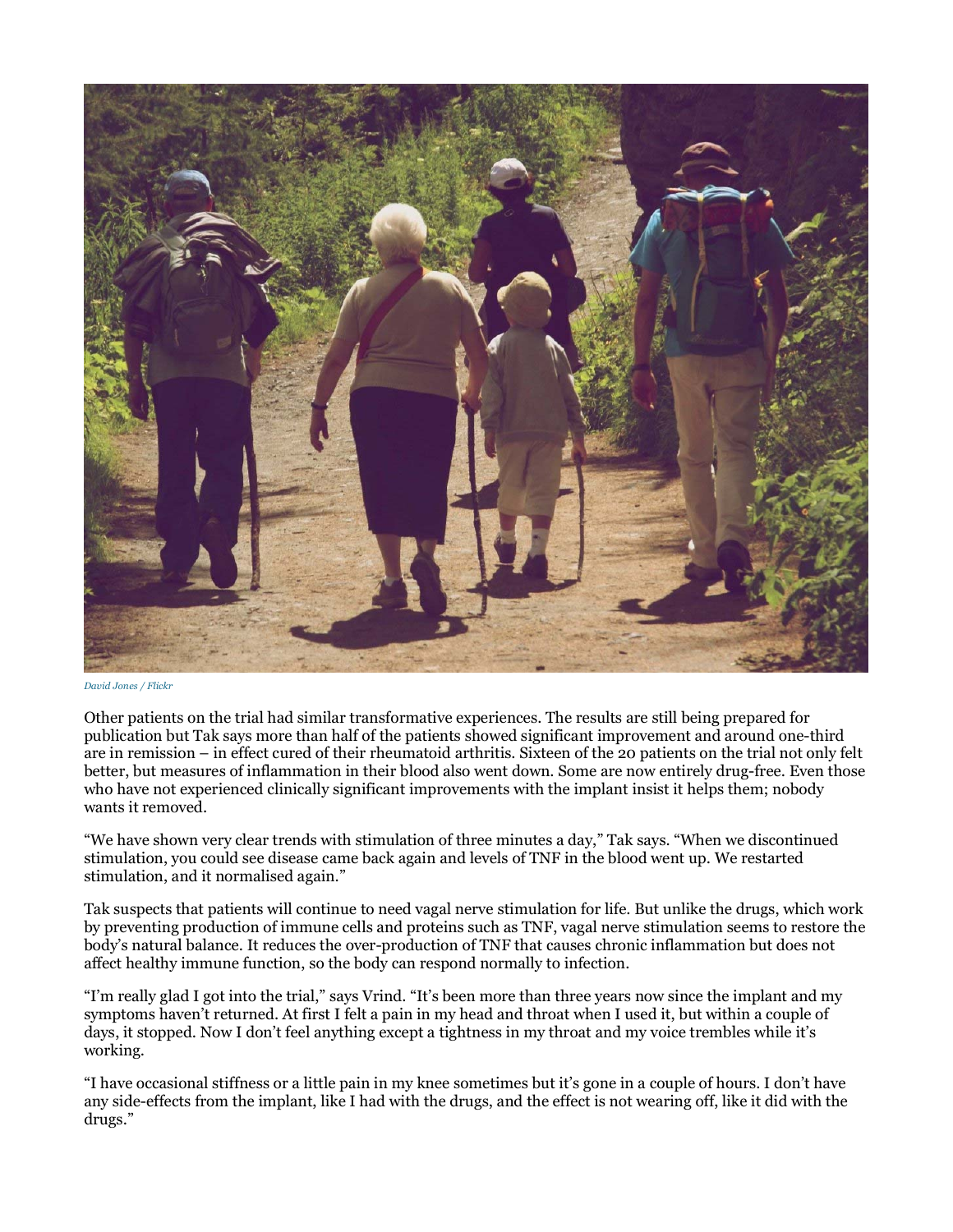David Jones / Flickr

Other patients on the trial had similar transformative experiences. The results are still being prepared for publication but Tak says more than half of the patients showed significant improvement and around one-third are in remission – in effect cured of their rheumatoid arthritis. Sixteen of the 20 patients on the trial not only felt better, but measures of inflammation in their blood also went down. Some are now entirely drug-free. Even those who have not experienced clinically significant improvements with the implant insist it helps them; nobody wants it removed.

"We have shown very clear trends with stimulation of three minutes a day," Tak says. "When we discontinued stimulation, you could see disease came back again and levels of TNF in the blood went up. We restarted stimulation, and it normalised again."

Tak suspects that patients will continue to need vagal nerve stimulation for life. But unlike the drugs, which work by preventing production of immune cells and proteins such as TNF, vagal nerve stimulation seems to restore the body's natural balance. It reduces the over-production of TNF that causes chronic inflammation but does not affect healthy immune function, so the body can respond normally to infection.

"I'm really glad I got into the trial," says Vrind. "It's been more than three years now since the implant and my symptoms haven't returned. At first I felt a pain in my head and throat when I used it, but within a couple of days, it stopped. Now I don't feel anything except a tightness in my throat and my voice trembles while it's working.

"I have occasional stiffness or a little pain in my knee sometimes but it's gone in a couple of hours. I don't have any side-effects from the implant, like I had with the drugs, and the effect is not wearing off, like it did with the drugs."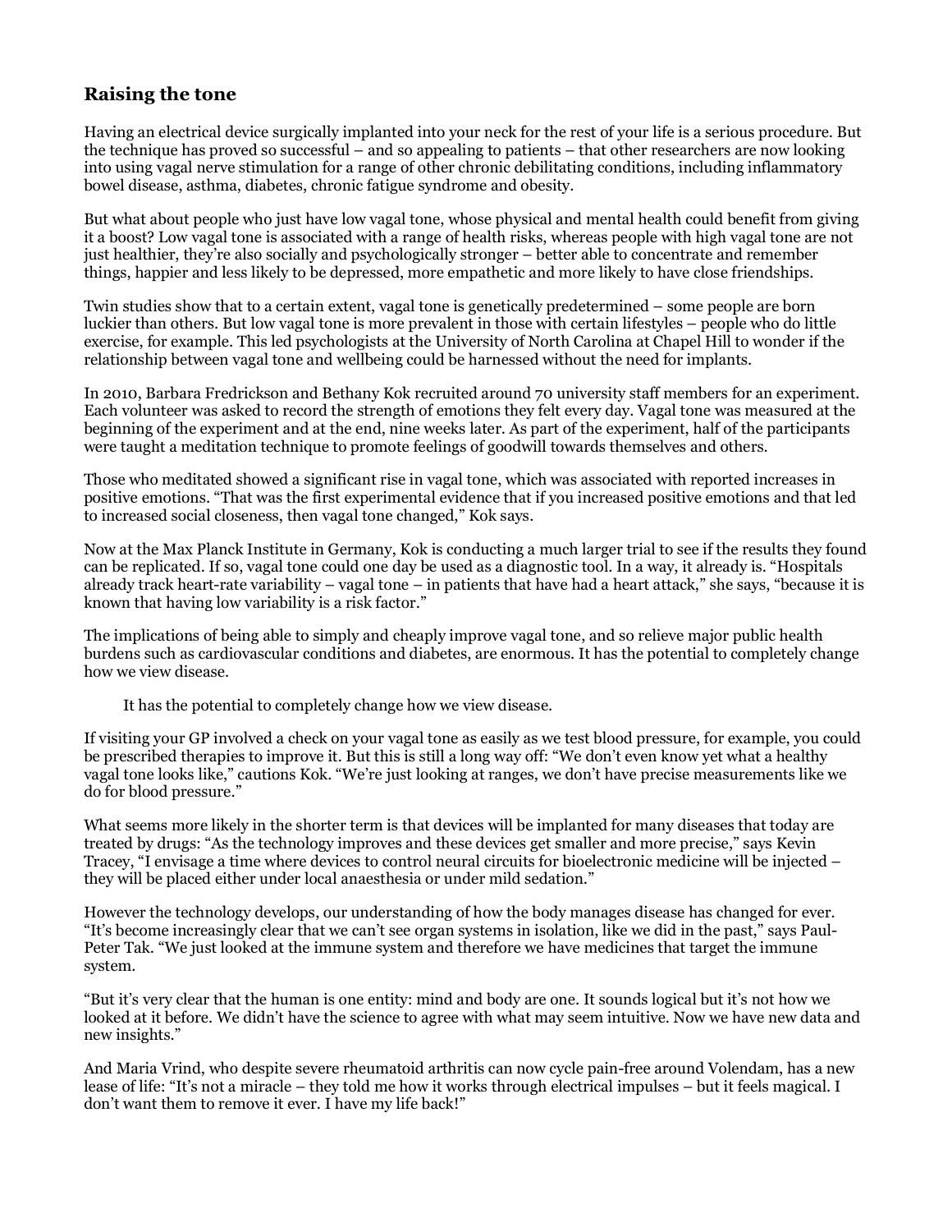## Raising the tone

Having an electrical device surgically implanted into your neck for the rest of your life is a serious procedure. But the technique has proved so successful – and so appealing to patients – that other researchers are now looking into using vagal nerve stimulation for a range of other chronic debilitating conditions, including inflammatory bowel disease, asthma, diabetes, chronic fatigue syndrome and obesity.

But what about people who just have low vagal tone, whose physical and mental health could benefit from giving it a boost? Low vagal tone is associated with a range of health risks, whereas people with high vagal tone are not just healthier, they're also socially and psychologically stronger – better able to concentrate and remember things, happier and less likely to be depressed, more empathetic and more likely to have close friendships.

Twin studies show that to a certain extent, vagal tone is genetically predetermined – some people are born luckier than others. But low vagal tone is more prevalent in those with certain lifestyles – people who do little exercise, for example. This led psychologists at the University of North Carolina at Chapel Hill to wonder if the relationship between vagal tone and wellbeing could be harnessed without the need for implants.

In 2010, Barbara Fredrickson and Bethany Kok recruited around 70 university staff members for an experiment. Each volunteer was asked to record the strength of emotions they felt every day. Vagal tone was measured at the beginning of the experiment and at the end, nine weeks later. As part of the experiment, half of the participants were taught a meditation technique to promote feelings of goodwill towards themselves and others.

Those who meditated showed a significant rise in vagal tone, which was associated with reported increases in positive emotions. "That was the first experimental evidence that if you increased positive emotions and that led to increased social closeness, then vagal tone changed," Kok says.

Now at the Max Planck Institute in Germany, Kok is conducting a much larger trial to see if the results they found can be replicated. If so, vagal tone could one day be used as a diagnostic tool. In a way, it already is. "Hospitals already track heart-rate variability – vagal tone – in patients that have had a heart attack," she says, "because it is known that having low variability is a risk factor."

The implications of being able to simply and cheaply improve vagal tone, and so relieve major public health burdens such as cardiovascular conditions and diabetes, are enormous. It has the potential to completely change how we view disease.

> It has the potential to completely change how we view disease.

If visiting your GP involved a check on your vagal tone as easily as we test blood pressure, for example, you could be prescribed therapies to improve it. But this is still a long way off: "We don't even know yet what a healthy vagal tone looks like," cautions Kok. "We're just looking at ranges, we don't have precise measurements like we do for blood pressure."

What seems more likely in the shorter term is that devices will be implanted for many diseases that today are treated by drugs: "As the technology improves and these devices get smaller and more precise," says Kevin Tracey, "I envisage a time where devices to control neural circuits for bioelectronic medicine will be injected – they will be placed either under local anaesthesia or under mild sedation."

However the technology develops, our understanding of how the body manages disease has changed for ever. "It's become increasingly clear that we can't see organ systems in isolation, like we did in the past," says Paul-Peter Tak. "We just looked at the immune system and therefore we have medicines that target the immune system.

"But it's very clear that the human is one entity: mind and body are one. It sounds logical but it's not how we looked at it before. We didn't have the science to agree with what may seem intuitive. Now we have new data and new insights."

And Maria Vrind, who despite severe rheumatoid arthritis can now cycle pain-free around Volendam, has a new lease of life: "It's not a miracle – they told me how it works through electrical impulses – but it feels magical. I don't want them to remove it ever. I have my life back!"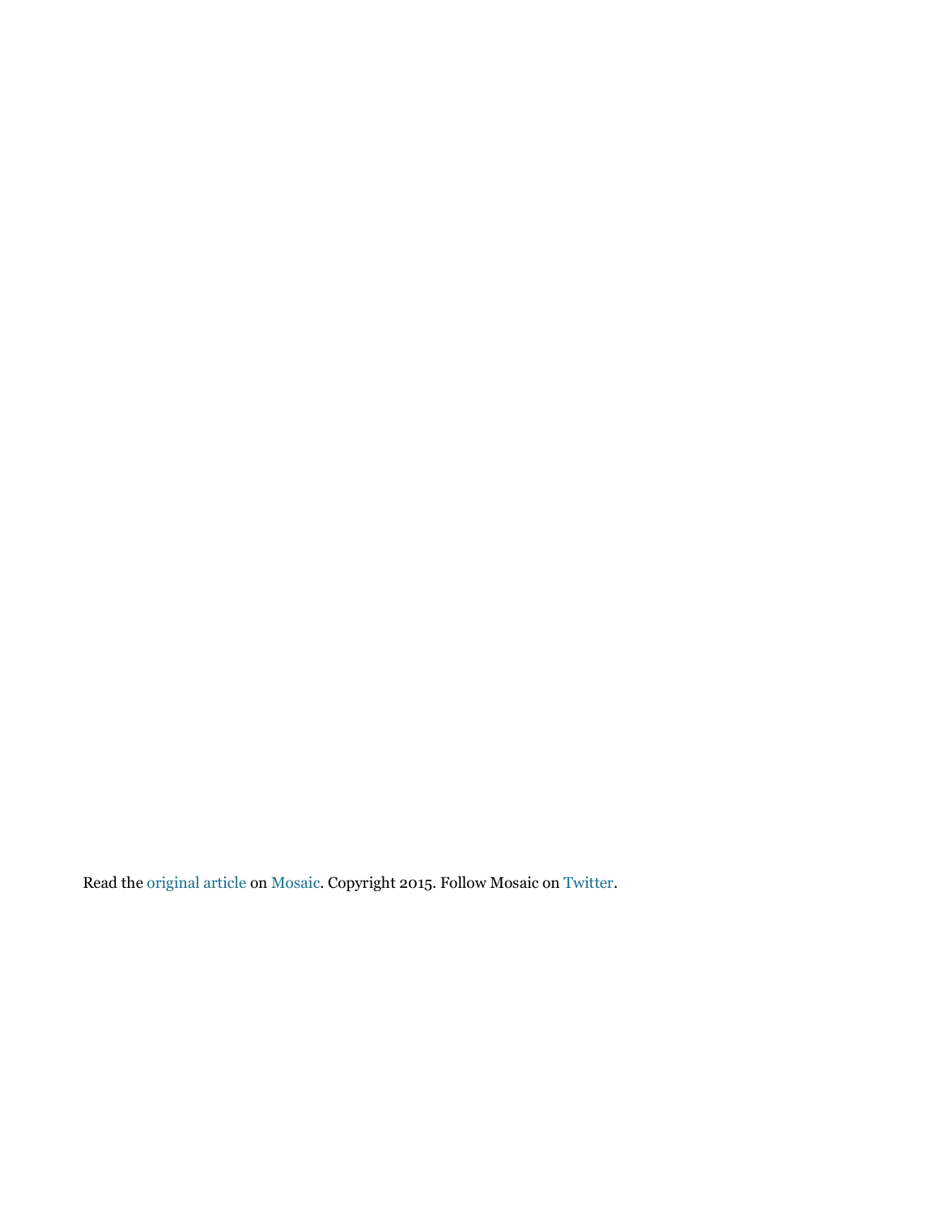Read the original article on Mosaic. Copyright 2015. Follow Mosaic on Twitter.